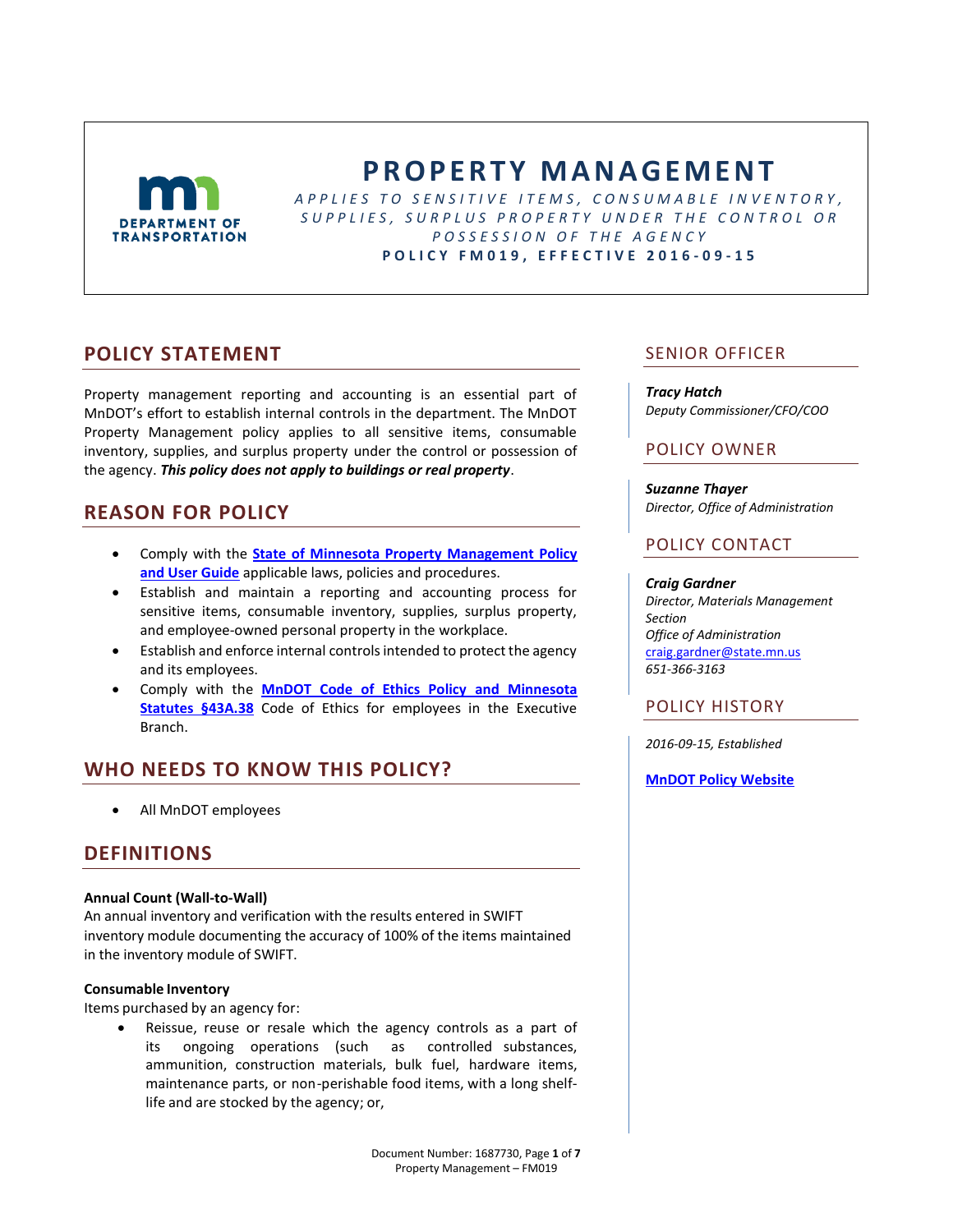# PROPERTY MANAGEMENT

*APPLIES TO SENSITIVE ITEMS, CONSUMABLE INVENTORY, SUPPLIES, SURPLUS PROPERTY UNDER THE CONTROL OR POSSESSION OF THE AGENCY*

**POLICY FM019, EFFECTIVE 2016-09-15**

## POLICY STATEMENT

Property management reporting and accounting is an essential part of MnDOT's effort to establish internal controls in the department. The MnDOT Property Management policy applies to all sensitive items, consumable inventory, supplies, and surplus property under the control or possession of the agency. ***This policy does not apply to buildings or real property***.

## REASON FOR POLICY

- Comply with the **State of Minnesota Property Management Policy and User Guide** applicable laws, policies and procedures.
- Establish and maintain a reporting and accounting process for sensitive items, consumable inventory, supplies, surplus property, and employee-owned personal property in the workplace.
- Establish and enforce internal controls intended to protect the agency and its employees.
- Comply with the **MnDOT Code of Ethics Policy and Minnesota Statutes §43A.38** Code of Ethics for employees in the Executive Branch.

## WHO NEEDS TO KNOW THIS POLICY?

- All MnDOT employees

## DEFINITIONS

**Annual Count (Wall-to-Wall)**
An annual inventory and verification with the results entered in SWIFT inventory module documenting the accuracy of 100% of the items maintained in the inventory module of SWIFT.

**Consumable Inventory**
Items purchased by an agency for:

- Reissue, reuse or resale which the agency controls as a part of its ongoing operations (such as controlled substances, ammunition, construction materials, bulk fuel, hardware items, maintenance parts, or non-perishable food items, with a long shelf-life and are stocked by the agency; or,

## SENIOR OFFICER

***Tracy Hatch***
*Deputy Commissioner/CFO/COO*

## POLICY OWNER

***Suzanne Thayer***
*Director, Office of Administration*

## POLICY CONTACT

***Craig Gardner***
*Director, Materials Management Section*
*Office of Administration*
craig.gardner@state.mn.us
*651-366-3163*

## POLICY HISTORY

*2016-09-15, Established*

**MnDOT Policy Website**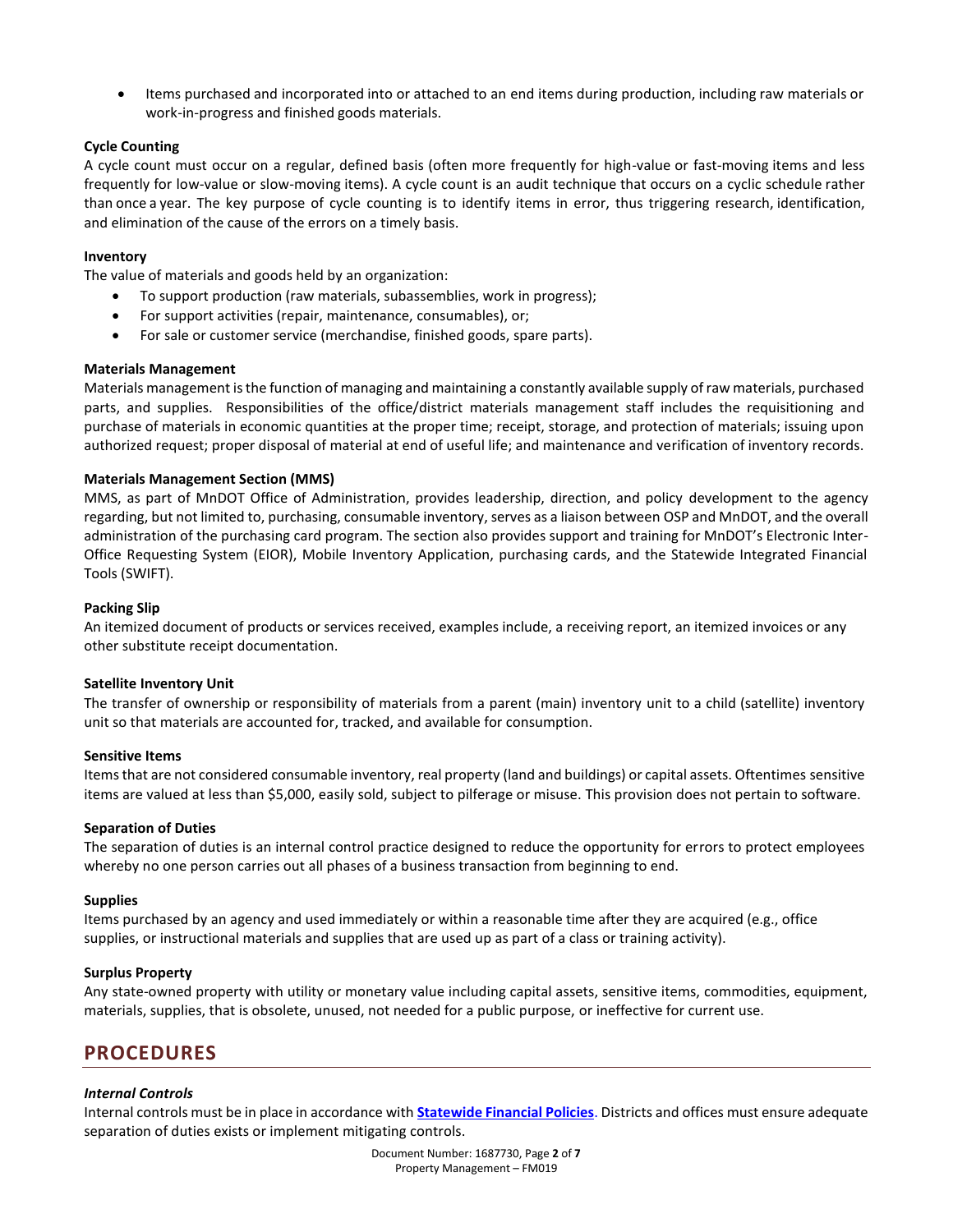- Items purchased and incorporated into or attached to an end items during production, including raw materials or work-in-progress and finished goods materials.

**Cycle Counting**

A cycle count must occur on a regular, defined basis (often more frequently for high-value or fast-moving items and less frequently for low-value or slow-moving items). A cycle count is an audit technique that occurs on a cyclic schedule rather than once a year. The key purpose of cycle counting is to identify items in error, thus triggering research, identification, and elimination of the cause of the errors on a timely basis.

**Inventory**

The value of materials and goods held by an organization:

- To support production (raw materials, subassemblies, work in progress);
- For support activities (repair, maintenance, consumables), or;
- For sale or customer service (merchandise, finished goods, spare parts).

**Materials Management**

Materials management is the function of managing and maintaining a constantly available supply of raw materials, purchased parts, and supplies. Responsibilities of the office/district materials management staff includes the requisitioning and purchase of materials in economic quantities at the proper time; receipt, storage, and protection of materials; issuing upon authorized request; proper disposal of material at end of useful life; and maintenance and verification of inventory records.

**Materials Management Section (MMS)**

MMS, as part of MnDOT Office of Administration, provides leadership, direction, and policy development to the agency regarding, but not limited to, purchasing, consumable inventory, serves as a liaison between OSP and MnDOT, and the overall administration of the purchasing card program. The section also provides support and training for MnDOT's Electronic Inter-Office Requesting System (EIOR), Mobile Inventory Application, purchasing cards, and the Statewide Integrated Financial Tools (SWIFT).

**Packing Slip**

An itemized document of products or services received, examples include, a receiving report, an itemized invoices or any other substitute receipt documentation.

**Satellite Inventory Unit**

The transfer of ownership or responsibility of materials from a parent (main) inventory unit to a child (satellite) inventory unit so that materials are accounted for, tracked, and available for consumption.

**Sensitive Items**

Items that are not considered consumable inventory, real property (land and buildings) or capital assets. Oftentimes sensitive items are valued at less than $5,000, easily sold, subject to pilferage or misuse. This provision does not pertain to software.

**Separation of Duties**

The separation of duties is an internal control practice designed to reduce the opportunity for errors to protect employees whereby no one person carries out all phases of a business transaction from beginning to end.

**Supplies**

Items purchased by an agency and used immediately or within a reasonable time after they are acquired (e.g., office supplies, or instructional materials and supplies that are used up as part of a class or training activity).

**Surplus Property**

Any state-owned property with utility or monetary value including capital assets, sensitive items, commodities, equipment, materials, supplies, that is obsolete, unused, not needed for a public purpose, or ineffective for current use.

## PROCEDURES

***Internal Controls***

Internal controls must be in place in accordance with **Statewide Financial Policies**. Districts and offices must ensure adequate separation of duties exists or implement mitigating controls.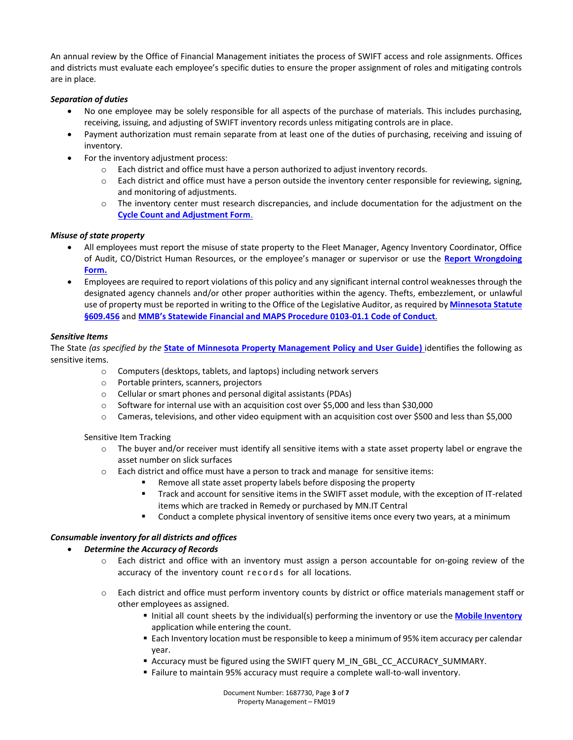An annual review by the Office of Financial Management initiates the process of SWIFT access and role assignments. Offices and districts must evaluate each employee's specific duties to ensure the proper assignment of roles and mitigating controls are in place.

***Separation of duties***

- No one employee may be solely responsible for all aspects of the purchase of materials. This includes purchasing, receiving, issuing, and adjusting of SWIFT inventory records unless mitigating controls are in place.
- Payment authorization must remain separate from at least one of the duties of purchasing, receiving and issuing of inventory.
- For the inventory adjustment process:
    - Each district and office must have a person authorized to adjust inventory records.
    - Each district and office must have a person outside the inventory center responsible for reviewing, signing, and monitoring of adjustments.
    - The inventory center must research discrepancies, and include documentation for the adjustment on the **Cycle Count and Adjustment Form**.

***Misuse of state property***

- All employees must report the misuse of state property to the Fleet Manager, Agency Inventory Coordinator, Office of Audit, CO/District Human Resources, or the employee's manager or supervisor or use the **Report Wrongdoing Form.**
- Employees are required to report violations of this policy and any significant internal control weaknesses through the designated agency channels and/or other proper authorities within the agency. Thefts, embezzlement, or unlawful use of property must be reported in writing to the Office of the Legislative Auditor, as required by **Minnesota Statute §609.456** and **MMB's Statewide Financial and MAPS Procedure 0103-01.1 Code of Conduct**.

***Sensitive Items***

The State *(as specified by the* **State of Minnesota Property Management Policy and User Guide)** identifies the following as sensitive items.

- Computers (desktops, tablets, and laptops) including network servers
- Portable printers, scanners, projectors
- Cellular or smart phones and personal digital assistants (PDAs)
- Software for internal use with an acquisition cost over $5,000 and less than $30,000
- Cameras, televisions, and other video equipment with an acquisition cost over $500 and less than $5,000

Sensitive Item Tracking

- The buyer and/or receiver must identify all sensitive items with a state asset property label or engrave the asset number on slick surfaces
- Each district and office must have a person to track and manage for sensitive items:
    - Remove all state asset property labels before disposing the property
    - Track and account for sensitive items in the SWIFT asset module, with the exception of IT-related items which are tracked in Remedy or purchased by MN.IT Central
    - Conduct a complete physical inventory of sensitive items once every two years, at a minimum

***Consumable inventory for all districts and offices***

- ***Determine the Accuracy of Records***
    - Each district and office with an inventory must assign a person accountable for on-going review of the accuracy of the inventory count records for all locations.
    - Each district and office must perform inventory counts by district or office materials management staff or other employees as assigned.
        - Initial all count sheets by the individual(s) performing the inventory or use the **Mobile Inventory** application while entering the count.
        - Each Inventory location must be responsible to keep a minimum of 95% item accuracy per calendar year.
        - Accuracy must be figured using the SWIFT query M_IN_GBL_CC_ACCURACY_SUMMARY.
        - Failure to maintain 95% accuracy must require a complete wall-to-wall inventory.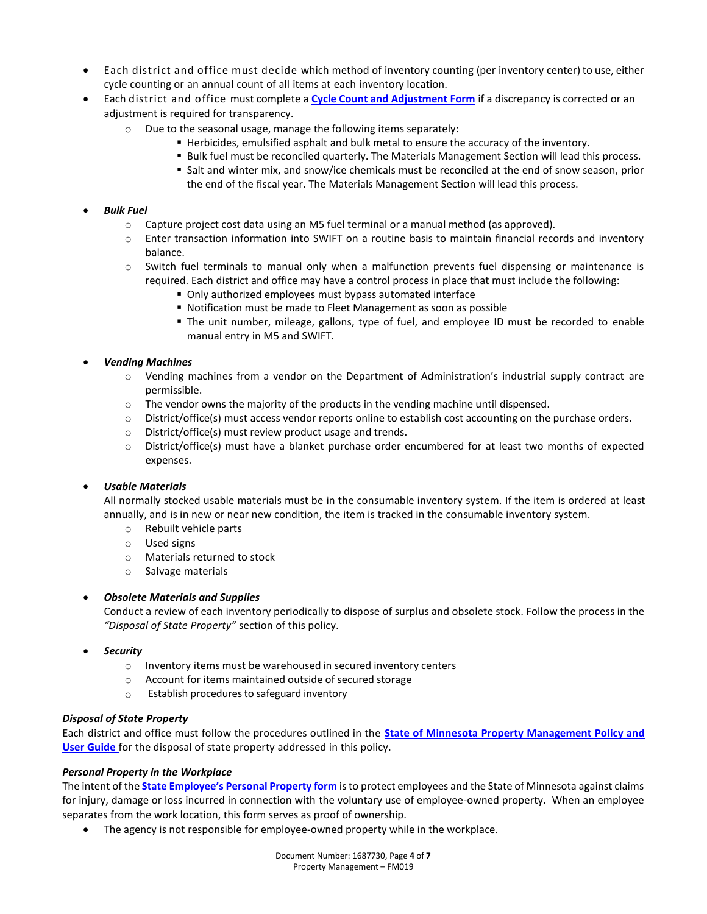- Each district and office must decide which method of inventory counting (per inventory center) to use, either cycle counting or an annual count of all items at each inventory location.
- Each district and office must complete a **Cycle Count and Adjustment Form** if a discrepancy is corrected or an adjustment is required for transparency.
  - Due to the seasonal usage, manage the following items separately:
    - Herbicides, emulsified asphalt and bulk metal to ensure the accuracy of the inventory.
    - Bulk fuel must be reconciled quarterly. The Materials Management Section will lead this process.
    - Salt and winter mix, and snow/ice chemicals must be reconciled at the end of snow season, prior the end of the fiscal year. The Materials Management Section will lead this process.

- ***Bulk Fuel***
  - Capture project cost data using an M5 fuel terminal or a manual method (as approved).
  - Enter transaction information into SWIFT on a routine basis to maintain financial records and inventory balance.
  - Switch fuel terminals to manual only when a malfunction prevents fuel dispensing or maintenance is required. Each district and office may have a control process in place that must include the following:
    - Only authorized employees must bypass automated interface
    - Notification must be made to Fleet Management as soon as possible
    - The unit number, mileage, gallons, type of fuel, and employee ID must be recorded to enable manual entry in M5 and SWIFT.

- ***Vending Machines***
  - Vending machines from a vendor on the Department of Administration's industrial supply contract are permissible.
  - The vendor owns the majority of the products in the vending machine until dispensed.
  - District/office(s) must access vendor reports online to establish cost accounting on the purchase orders.
  - District/office(s) must review product usage and trends.
  - District/office(s) must have a blanket purchase order encumbered for at least two months of expected expenses.

- ***Usable Materials***
  All normally stocked usable materials must be in the consumable inventory system. If the item is ordered at least annually, and is in new or near new condition, the item is tracked in the consumable inventory system.
  - Rebuilt vehicle parts
  - Used signs
  - Materials returned to stock
  - Salvage materials

- ***Obsolete Materials and Supplies***
  Conduct a review of each inventory periodically to dispose of surplus and obsolete stock. Follow the process in the *"Disposal of State Property"* section of this policy.

- ***Security***
  - Inventory items must be warehoused in secured inventory centers
  - Account for items maintained outside of secured storage
  - Establish procedures to safeguard inventory

***Disposal of State Property***

Each district and office must follow the procedures outlined in the **State of Minnesota Property Management Policy and User Guide** for the disposal of state property addressed in this policy.

***Personal Property in the Workplace***

The intent of the **State Employee's Personal Property form** is to protect employees and the State of Minnesota against claims for injury, damage or loss incurred in connection with the voluntary use of employee-owned property. When an employee separates from the work location, this form serves as proof of ownership.

- The agency is not responsible for employee-owned property while in the workplace.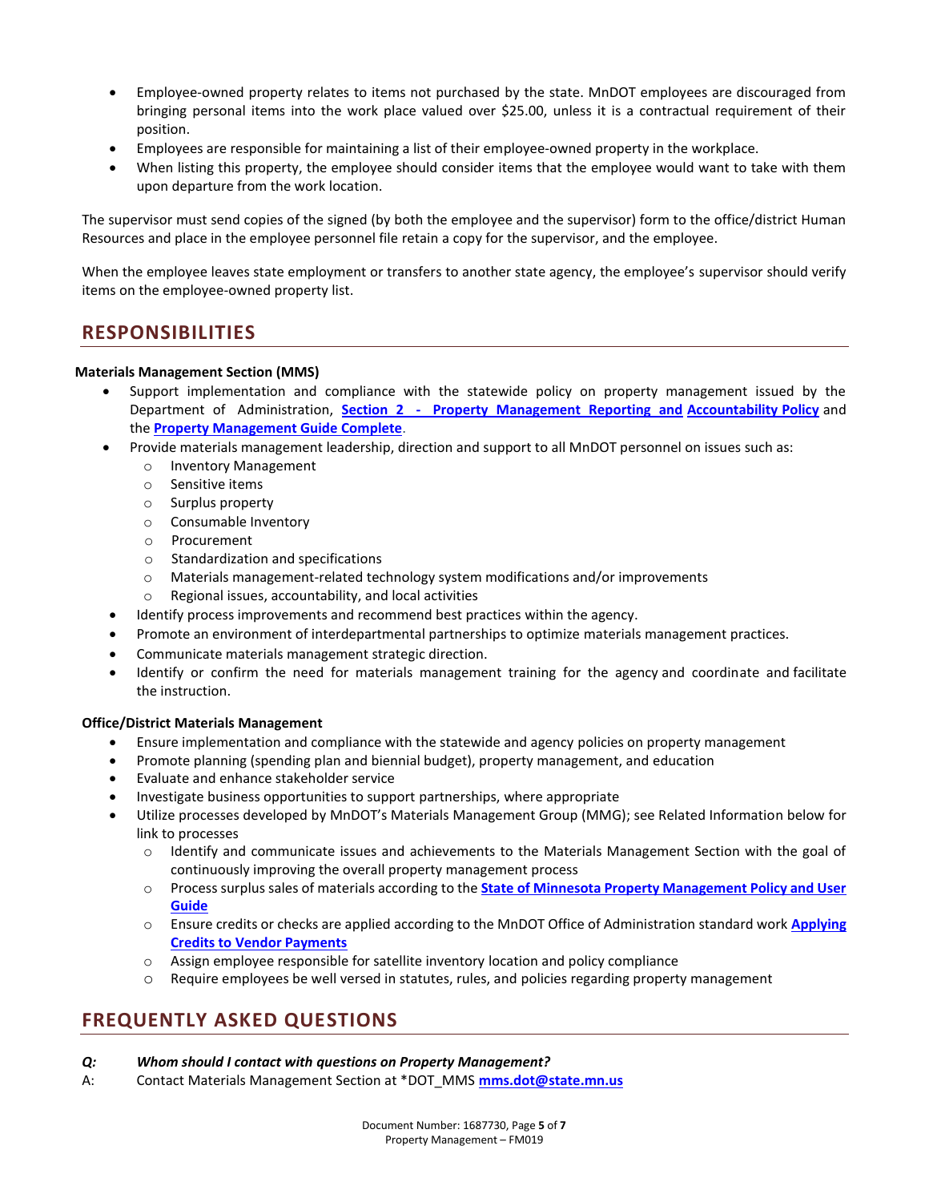- Employee-owned property relates to items not purchased by the state. MnDOT employees are discouraged from bringing personal items into the work place valued over $25.00, unless it is a contractual requirement of their position.
- Employees are responsible for maintaining a list of their employee-owned property in the workplace.
- When listing this property, the employee should consider items that the employee would want to take with them upon departure from the work location.

The supervisor must send copies of the signed (by both the employee and the supervisor) form to the office/district Human Resources and place in the employee personnel file retain a copy for the supervisor, and the employee.

When the employee leaves state employment or transfers to another state agency, the employee's supervisor should verify items on the employee-owned property list.

## RESPONSIBILITIES

**Materials Management Section (MMS)**

- Support implementation and compliance with the statewide policy on property management issued by the Department of Administration, **Section 2 - Property Management Reporting and Accountability Policy** and the **Property Management Guide Complete**.
- Provide materials management leadership, direction and support to all MnDOT personnel on issues such as:
  - Inventory Management
  - Sensitive items
  - Surplus property
  - Consumable Inventory
  - Procurement
  - Standardization and specifications
  - Materials management-related technology system modifications and/or improvements
  - Regional issues, accountability, and local activities
- Identify process improvements and recommend best practices within the agency.
- Promote an environment of interdepartmental partnerships to optimize materials management practices.
- Communicate materials management strategic direction.
- Identify or confirm the need for materials management training for the agency and coordinate and facilitate the instruction.

**Office/District Materials Management**

- Ensure implementation and compliance with the statewide and agency policies on property management
- Promote planning (spending plan and biennial budget), property management, and education
- Evaluate and enhance stakeholder service
- Investigate business opportunities to support partnerships, where appropriate
- Utilize processes developed by MnDOT's Materials Management Group (MMG); see Related Information below for link to processes
  - Identify and communicate issues and achievements to the Materials Management Section with the goal of continuously improving the overall property management process
  - Process surplus sales of materials according to the **State of Minnesota Property Management Policy and User Guide**
  - Ensure credits or checks are applied according to the MnDOT Office of Administration standard work **Applying Credits to Vendor Payments**
  - Assign employee responsible for satellite inventory location and policy compliance
  - Require employees be well versed in statutes, rules, and policies regarding property management

## FREQUENTLY ASKED QUESTIONS

***Q: Whom should I contact with questions on Property Management?***

A: Contact Materials Management Section at *DOT_MMS **mms.dot@state.mn.us**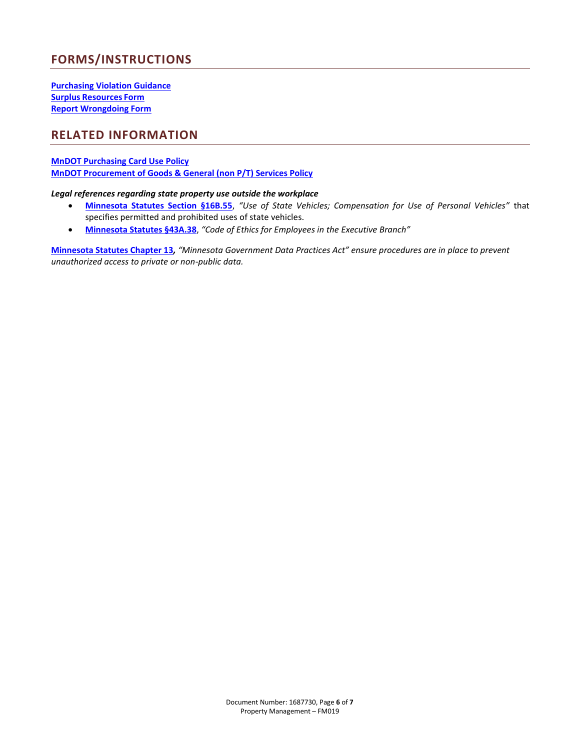## FORMS/INSTRUCTIONS

**Purchasing Violation Guidance**
**Surplus Resources Form**
**Report Wrongdoing Form**

## RELATED INFORMATION

**MnDOT Purchasing Card Use Policy**
**MnDOT Procurement of Goods & General (non P/T) Services Policy**

***Legal references regarding state property use outside the workplace***

- **Minnesota Statutes Section §16B.55**, *"Use of State Vehicles; Compensation for Use of Personal Vehicles"* that specifies permitted and prohibited uses of state vehicles.
- **Minnesota Statutes §43A.38**, *"Code of Ethics for Employees in the Executive Branch"*

**Minnesota Statutes Chapter 13***, "Minnesota Government Data Practices Act" ensure procedures are in place to prevent unauthorized access to private or non-public data.*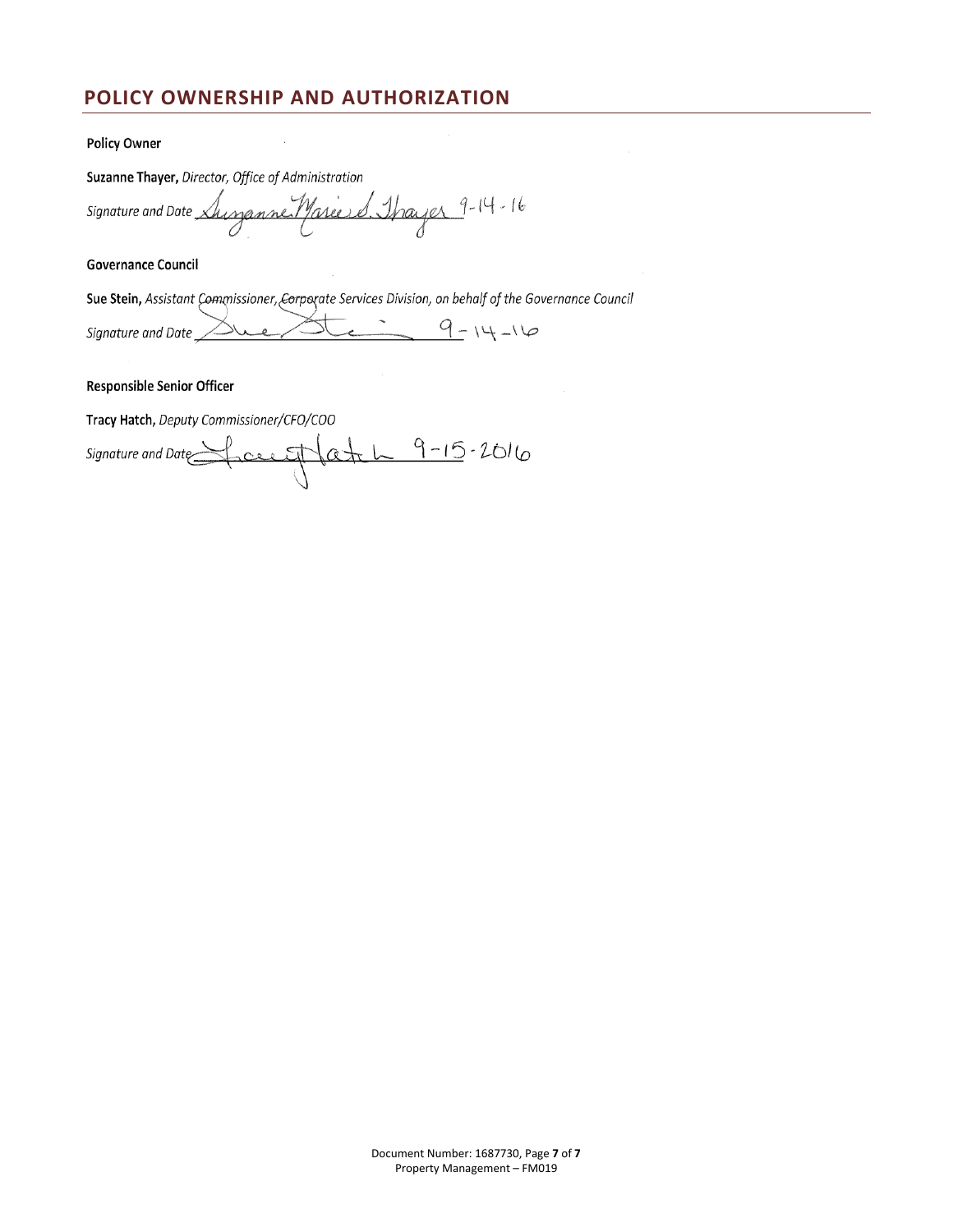## POLICY OWNERSHIP AND AUTHORIZATION

**Policy Owner**

**Suzanne Thayer,** *Director, Office of Administration*

*Signature and Date* Suzanne Marie S. Thayer 9-14-16

**Governance Council**

**Sue Stein,** *Assistant Commissioner, Corporate Services Division, on behalf of the Governance Council*

*Signature and Date* Sue Stein 9-14-16

**Responsible Senior Officer**

**Tracy Hatch,** *Deputy Commissioner/CFO/COO*

*Signature and Date* Tracy Hatch 9-15-2016

Document Number: 1687730, Page **7** of **7**
Property Management – FM019